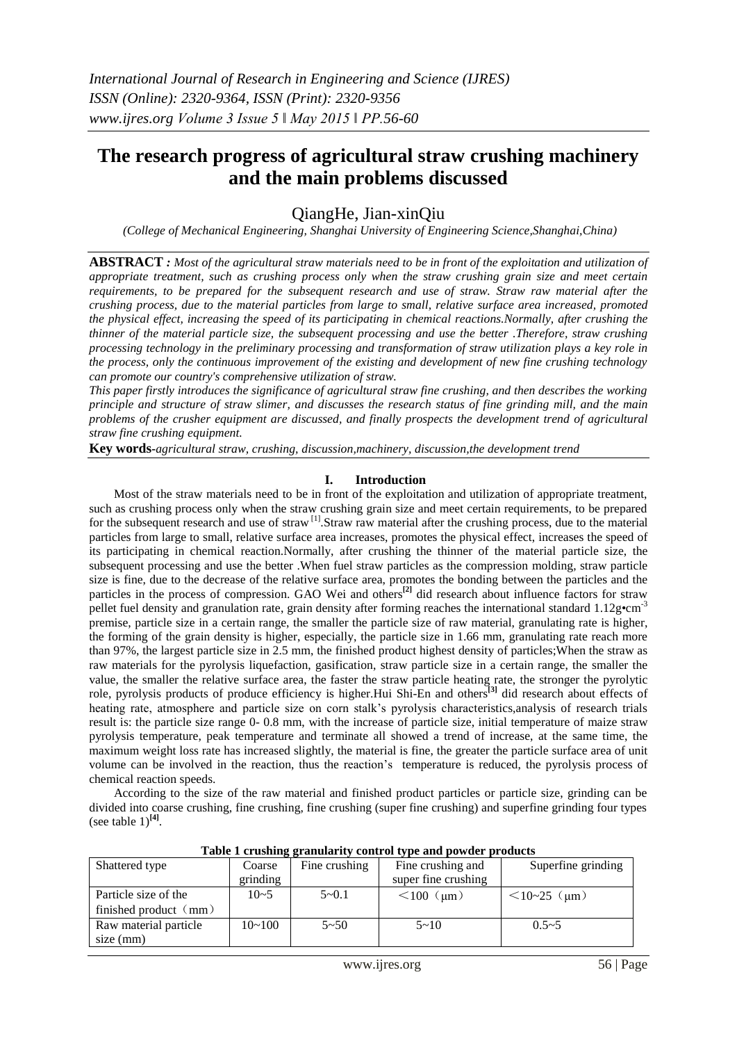*International Journal of Research in Engineering and Science (IJRES)*
*ISSN (Online): 2320-9364, ISSN (Print): 2320-9356*
*www.ijres.org Volume 3 Issue 5 ǁ May 2015 ǁ PP.56-60*

# The research progress of agricultural straw crushing machinery and the main problems discussed

QiangHe, Jian-xinQiu

*(College of Mechanical Engineering, Shanghai University of Engineering Science,Shanghai,China)*

**ABSTRACT** *: Most of the agricultural straw materials need to be in front of the exploitation and utilization of appropriate treatment, such as crushing process only when the straw crushing grain size and meet certain requirements, to be prepared for the subsequent research and use of straw. Straw raw material after the crushing process, due to the material particles from large to small, relative surface area increased, promoted the physical effect, increasing the speed of its participating in chemical reactions.Normally, after crushing the thinner of the material particle size, the subsequent processing and use the better .Therefore, straw crushing processing technology in the preliminary processing and transformation of straw utilization plays a key role in the process, only the continuous improvement of the existing and development of new fine crushing technology can promote our country's comprehensive utilization of straw.*

*This paper firstly introduces the significance of agricultural straw fine crushing, and then describes the working principle and structure of straw slimer, and discusses the research status of fine grinding mill, and the main problems of the crusher equipment are discussed, and finally prospects the development trend of agricultural straw fine crushing equipment.*

**Key words**-*agricultural straw, crushing, discussion,machinery, discussion,the development trend*

## I. Introduction

Most of the straw materials need to be in front of the exploitation and utilization of appropriate treatment, such as crushing process only when the straw crushing grain size and meet certain requirements, to be prepared for the subsequent research and use of straw [1].Straw raw material after the crushing process, due to the material particles from large to small, relative surface area increases, promotes the physical effect, increases the speed of its participating in chemical reaction.Normally, after crushing the thinner of the material particle size, the subsequent processing and use the better .When fuel straw particles as the compression molding, straw particle size is fine, due to the decrease of the relative surface area, promotes the bonding between the particles and the particles in the process of compression. GAO Wei and others[2] did research about influence factors for straw pellet fuel density and granulation rate, grain density after forming reaches the international standard 1.12g•cm$^{-3}$ premise, particle size in a certain range, the smaller the particle size of raw material, granulating rate is higher, the forming of the grain density is higher, especially, the particle size in 1.66 mm, granulating rate reach more than 97%, the largest particle size in 2.5 mm, the finished product highest density of particles;When the straw as raw materials for the pyrolysis liquefaction, gasification, straw particle size in a certain range, the smaller the value, the smaller the relative surface area, the faster the straw particle heating rate, the stronger the pyrolytic role, pyrolysis products of produce efficiency is higher.Hui Shi-En and others[3] did research about effects of heating rate, atmosphere and particle size on corn stalk's pyrolysis characteristics,analysis of research trials result is: the particle size range 0- 0.8 mm, with the increase of particle size, initial temperature of maize straw pyrolysis temperature, peak temperature and terminate all showed a trend of increase, at the same time, the maximum weight loss rate has increased slightly, the material is fine, the greater the particle surface area of unit volume can be involved in the reaction, thus the reaction's temperature is reduced, the pyrolysis process of chemical reaction speeds.

According to the size of the raw material and finished product particles or particle size, grinding can be divided into coarse crushing, fine crushing, fine crushing (super fine crushing) and superfine grinding four types (see table 1)[4].

**Table 1 crushing granularity control type and powder products**

| Shattered type | Coarse grinding | Fine crushing | Fine crushing and super fine crushing | Superfine grinding |
|---|---|---|---|---|
| Particle size of the finished product（mm） | 10~5 | 5~0.1 | ＜100（μm） | ＜10~25（μm） |
| Raw material particle size (mm) | 10~100 | 5~50 | 5~10 | 0.5~5 |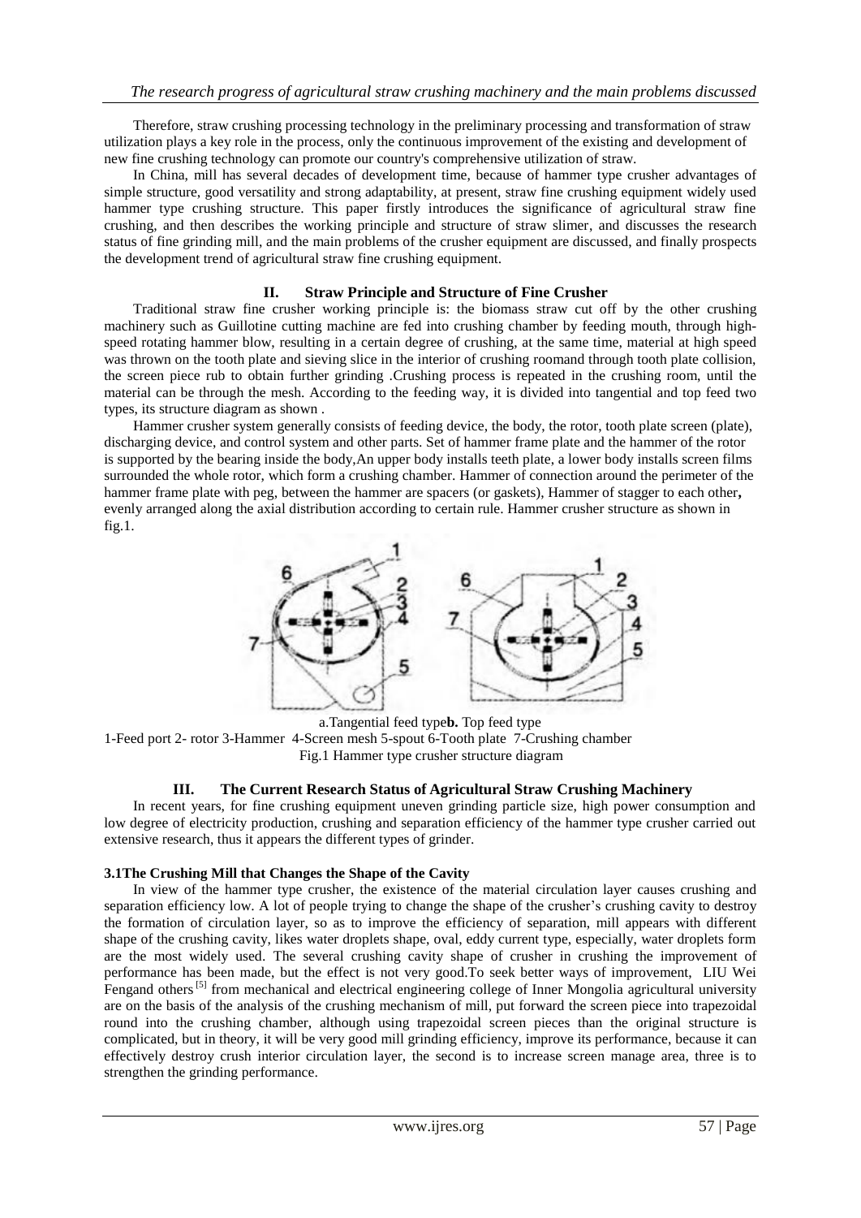Therefore, straw crushing processing technology in the preliminary processing and transformation of straw utilization plays a key role in the process, only the continuous improvement of the existing and development of new fine crushing technology can promote our country's comprehensive utilization of straw.

In China, mill has several decades of development time, because of hammer type crusher advantages of simple structure, good versatility and strong adaptability, at present, straw fine crushing equipment widely used hammer type crushing structure. This paper firstly introduces the significance of agricultural straw fine crushing, and then describes the working principle and structure of straw slimer, and discusses the research status of fine grinding mill, and the main problems of the crusher equipment are discussed, and finally prospects the development trend of agricultural straw fine crushing equipment.

## II. Straw Principle and Structure of Fine Crusher

Traditional straw fine crusher working principle is: the biomass straw cut off by the other crushing machinery such as Guillotine cutting machine are fed into crushing chamber by feeding mouth, through high-speed rotating hammer blow, resulting in a certain degree of crushing, at the same time, material at high speed was thrown on the tooth plate and sieving slice in the interior of crushing roomand through tooth plate collision, the screen piece rub to obtain further grinding .Crushing process is repeated in the crushing room, until the material can be through the mesh. According to the feeding way, it is divided into tangential and top feed two types, its structure diagram as shown .

Hammer crusher system generally consists of feeding device, the body, the rotor, tooth plate screen (plate), discharging device, and control system and other parts. Set of hammer frame plate and the hammer of the rotor is supported by the bearing inside the body,An upper body installs teeth plate, a lower body installs screen films surrounded the whole rotor, which form a crushing chamber. Hammer of connection around the perimeter of the hammer frame plate with peg, between the hammer are spacers (or gaskets), Hammer of stagger to each other**,** evenly arranged along the axial distribution according to certain rule. Hammer crusher structure as shown in fig.1.

a.Tangential feed type**b.** Top feed type

1-Feed port 2- rotor 3-Hammer 4-Screen mesh 5-spout 6-Tooth plate 7-Crushing chamber

Fig.1 Hammer type crusher structure diagram

## III. The Current Research Status of Agricultural Straw Crushing Machinery

In recent years, for fine crushing equipment uneven grinding particle size, high power consumption and low degree of electricity production, crushing and separation efficiency of the hammer type crusher carried out extensive research, thus it appears the different types of grinder.

### 3.1The Crushing Mill that Changes the Shape of the Cavity

In view of the hammer type crusher, the existence of the material circulation layer causes crushing and separation efficiency low. A lot of people trying to change the shape of the crusher's crushing cavity to destroy the formation of circulation layer, so as to improve the efficiency of separation, mill appears with different shape of the crushing cavity, likes water droplets shape, oval, eddy current type, especially, water droplets form are the most widely used. The several crushing cavity shape of crusher in crushing the improvement of performance has been made, but the effect is not very good.To seek better ways of improvement, LIU Wei Fengand others [5] from mechanical and electrical engineering college of Inner Mongolia agricultural university are on the basis of the analysis of the crushing mechanism of mill, put forward the screen piece into trapezoidal round into the crushing chamber, although using trapezoidal screen pieces than the original structure is complicated, but in theory, it will be very good mill grinding efficiency, improve its performance, because it can effectively destroy crush interior circulation layer, the second is to increase screen manage area, three is to strengthen the grinding performance.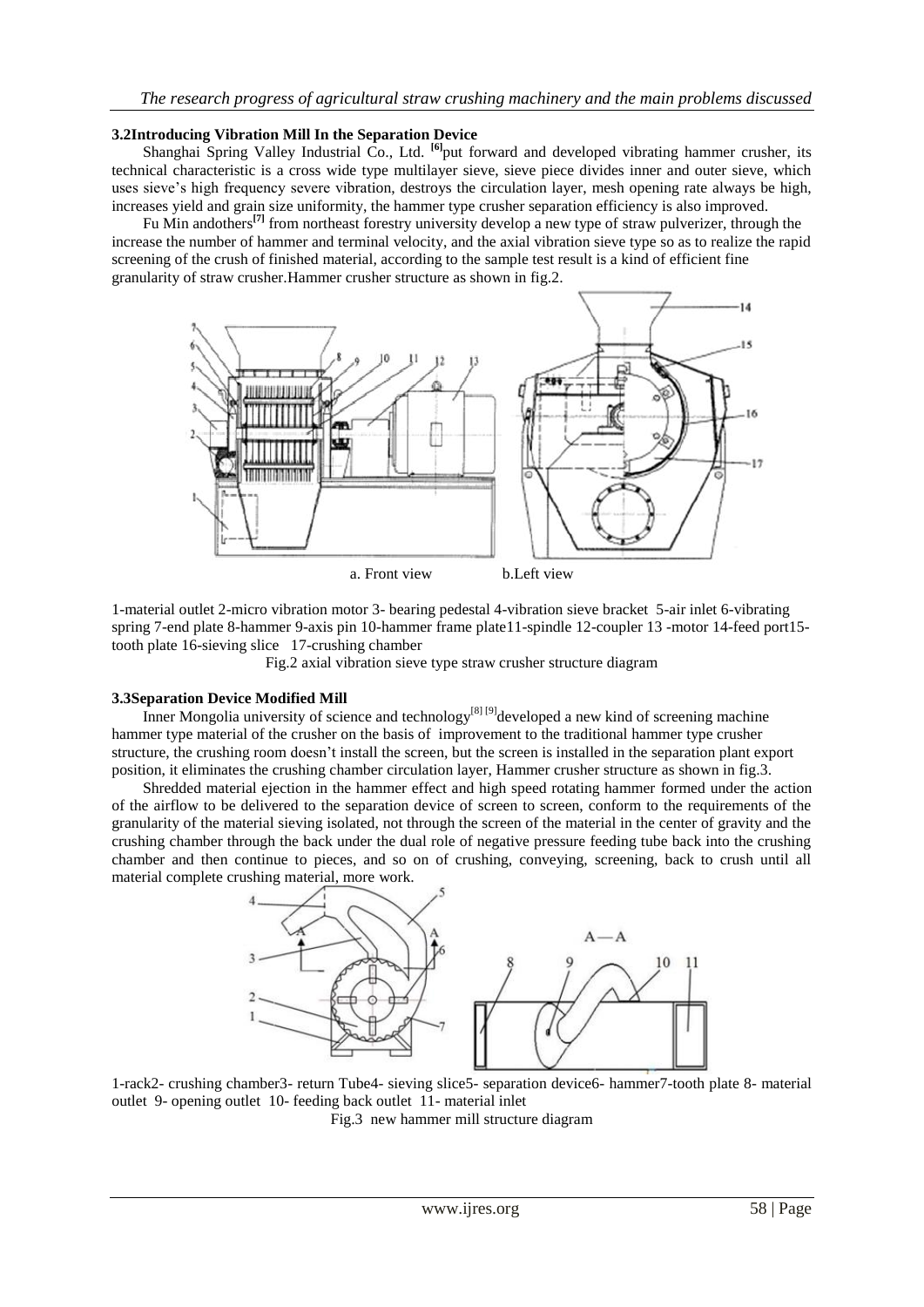### 3.2Introducing Vibration Mill In the Separation Device

Shanghai Spring Valley Industrial Co., Ltd. [6]put forward and developed vibrating hammer crusher, its technical characteristic is a cross wide type multilayer sieve, sieve piece divides inner and outer sieve, which uses sieve's high frequency severe vibration, destroys the circulation layer, mesh opening rate always be high, increases yield and grain size uniformity, the hammer type crusher separation efficiency is also improved.

Fu Min andothers[7] from northeast forestry university develop a new type of straw pulverizer, through the increase the number of hammer and terminal velocity, and the axial vibration sieve type so as to realize the rapid screening of the crush of finished material, according to the sample test result is a kind of efficient fine granularity of straw crusher.Hammer crusher structure as shown in fig.2.

a. Front view b.Left view

1-material outlet 2-micro vibration motor 3- bearing pedestal 4-vibration sieve bracket 5-air inlet 6-vibrating spring 7-end plate 8-hammer 9-axis pin 10-hammer frame plate11-spindle 12-coupler 13 -motor 14-feed port15-tooth plate 16-sieving slice 17-crushing chamber

Fig.2 axial vibration sieve type straw crusher structure diagram

### 3.3Separation Device Modified Mill

Inner Mongolia university of science and technology[8] [9]developed a new kind of screening machine hammer type material of the crusher on the basis of improvement to the traditional hammer type crusher structure, the crushing room doesn't install the screen, but the screen is installed in the separation plant export position, it eliminates the crushing chamber circulation layer, Hammer crusher structure as shown in fig.3.

Shredded material ejection in the hammer effect and high speed rotating hammer formed under the action of the airflow to be delivered to the separation device of screen to screen, conform to the requirements of the granularity of the material sieving isolated, not through the screen of the material in the center of gravity and the crushing chamber through the back under the dual role of negative pressure feeding tube back into the crushing chamber and then continue to pieces, and so on of crushing, conveying, screening, back to crush until all material complete crushing material, more work.

1-rack2- crushing chamber3- return Tube4- sieving slice5- separation device6- hammer7-tooth plate 8- material outlet 9- opening outlet 10- feeding back outlet 11- material inlet

Fig.3 new hammer mill structure diagram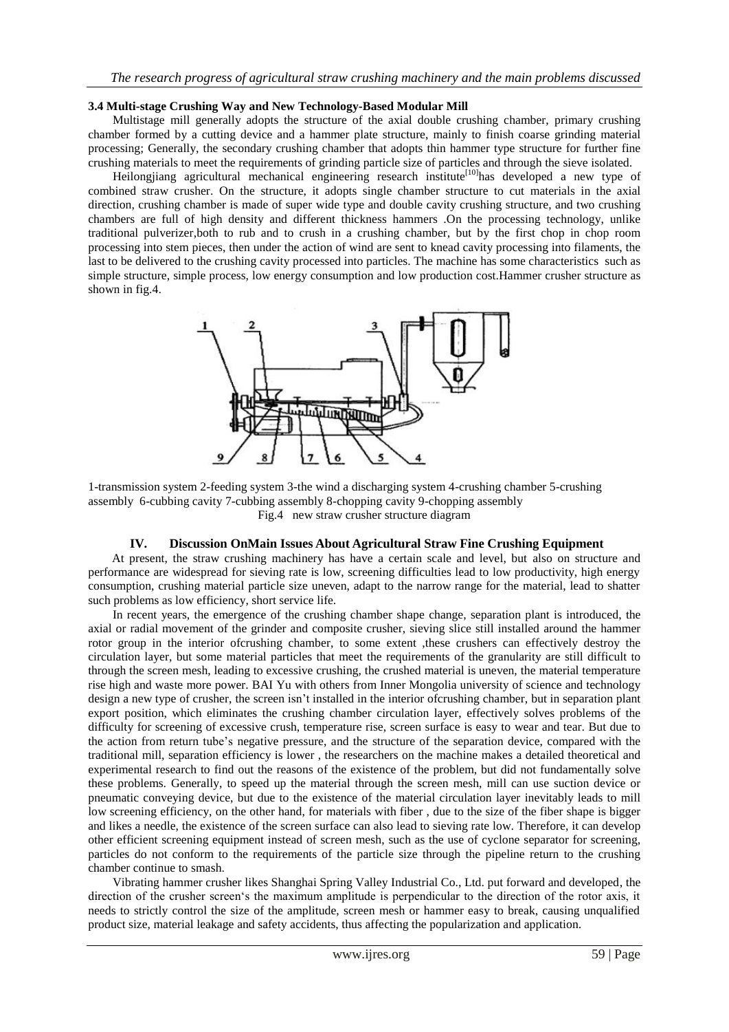### 3.4 Multi-stage Crushing Way and New Technology-Based Modular Mill

Multistage mill generally adopts the structure of the axial double crushing chamber, primary crushing chamber formed by a cutting device and a hammer plate structure, mainly to finish coarse grinding material processing; Generally, the secondary crushing chamber that adopts thin hammer type structure for further fine crushing materials to meet the requirements of grinding particle size of particles and through the sieve isolated.

Heilongjiang agricultural mechanical engineering research institute[10]has developed a new type of combined straw crusher. On the structure, it adopts single chamber structure to cut materials in the axial direction, crushing chamber is made of super wide type and double cavity crushing structure, and two crushing chambers are full of high density and different thickness hammers .On the processing technology, unlike traditional pulverizer,both to rub and to crush in a crushing chamber, but by the first chop in chop room processing into stem pieces, then under the action of wind are sent to knead cavity processing into filaments, the last to be delivered to the crushing cavity processed into particles. The machine has some characteristics such as simple structure, simple process, low energy consumption and low production cost.Hammer crusher structure as shown in fig.4.

1-transmission system 2-feeding system 3-the wind a discharging system 4-crushing chamber 5-crushing assembly 6-cubbing cavity 7-cubbing assembly 8-chopping cavity 9-chopping assembly

Fig.4 new straw crusher structure diagram

## IV. Discussion OnMain Issues About Agricultural Straw Fine Crushing Equipment

At present, the straw crushing machinery has have a certain scale and level, but also on structure and performance are widespread for sieving rate is low, screening difficulties lead to low productivity, high energy consumption, crushing material particle size uneven, adapt to the narrow range for the material, lead to shatter such problems as low efficiency, short service life.

In recent years, the emergence of the crushing chamber shape change, separation plant is introduced, the axial or radial movement of the grinder and composite crusher, sieving slice still installed around the hammer rotor group in the interior ofcrushing chamber, to some extent ,these crushers can effectively destroy the circulation layer, but some material particles that meet the requirements of the granularity are still difficult to through the screen mesh, leading to excessive crushing, the crushed material is uneven, the material temperature rise high and waste more power. BAI Yu with others from Inner Mongolia university of science and technology design a new type of crusher, the screen isn't installed in the interior ofcrushing chamber, but in separation plant export position, which eliminates the crushing chamber circulation layer, effectively solves problems of the difficulty for screening of excessive crush, temperature rise, screen surface is easy to wear and tear. But due to the action from return tube's negative pressure, and the structure of the separation device, compared with the traditional mill, separation efficiency is lower , the researchers on the machine makes a detailed theoretical and experimental research to find out the reasons of the existence of the problem, but did not fundamentally solve these problems. Generally, to speed up the material through the screen mesh, mill can use suction device or pneumatic conveying device, but due to the existence of the material circulation layer inevitably leads to mill low screening efficiency, on the other hand, for materials with fiber , due to the size of the fiber shape is bigger and likes a needle, the existence of the screen surface can also lead to sieving rate low. Therefore, it can develop other efficient screening equipment instead of screen mesh, such as the use of cyclone separator for screening, particles do not conform to the requirements of the particle size through the pipeline return to the crushing chamber continue to smash.

Vibrating hammer crusher likes Shanghai Spring Valley Industrial Co., Ltd. put forward and developed, the direction of the crusher screen's the maximum amplitude is perpendicular to the direction of the rotor axis, it needs to strictly control the size of the amplitude, screen mesh or hammer easy to break, causing unqualified product size, material leakage and safety accidents, thus affecting the popularization and application.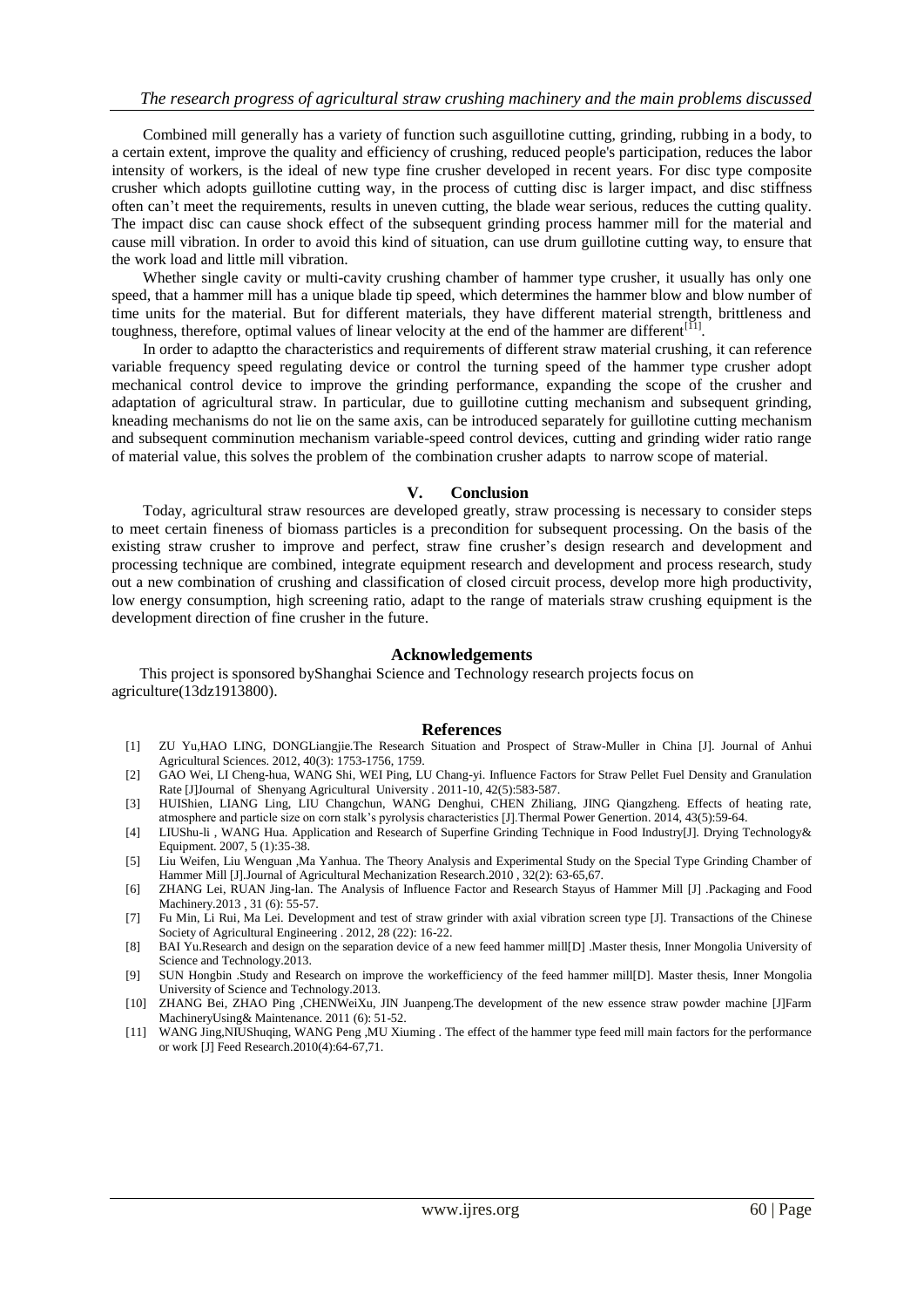Combined mill generally has a variety of function such asguillotine cutting, grinding, rubbing in a body, to a certain extent, improve the quality and efficiency of crushing, reduced people's participation, reduces the labor intensity of workers, is the ideal of new type fine crusher developed in recent years. For disc type composite crusher which adopts guillotine cutting way, in the process of cutting disc is larger impact, and disc stiffness often can't meet the requirements, results in uneven cutting, the blade wear serious, reduces the cutting quality. The impact disc can cause shock effect of the subsequent grinding process hammer mill for the material and cause mill vibration. In order to avoid this kind of situation, can use drum guillotine cutting way, to ensure that the work load and little mill vibration.

Whether single cavity or multi-cavity crushing chamber of hammer type crusher, it usually has only one speed, that a hammer mill has a unique blade tip speed, which determines the hammer blow and blow number of time units for the material. But for different materials, they have different material strength, brittleness and toughness, therefore, optimal values of linear velocity at the end of the hammer are different[11].

In order to adaptto the characteristics and requirements of different straw material crushing, it can reference variable frequency speed regulating device or control the turning speed of the hammer type crusher adopt mechanical control device to improve the grinding performance, expanding the scope of the crusher and adaptation of agricultural straw. In particular, due to guillotine cutting mechanism and subsequent grinding, kneading mechanisms do not lie on the same axis, can be introduced separately for guillotine cutting mechanism and subsequent comminution mechanism variable-speed control devices, cutting and grinding wider ratio range of material value, this solves the problem of the combination crusher adapts to narrow scope of material.

## V. Conclusion

Today, agricultural straw resources are developed greatly, straw processing is necessary to consider steps to meet certain fineness of biomass particles is a precondition for subsequent processing. On the basis of the existing straw crusher to improve and perfect, straw fine crusher's design research and development and processing technique are combined, integrate equipment research and development and process research, study out a new combination of crushing and classification of closed circuit process, develop more high productivity, low energy consumption, high screening ratio, adapt to the range of materials straw crushing equipment is the development direction of fine crusher in the future.

## Acknowledgements

This project is sponsored byShanghai Science and Technology research projects focus on agriculture(13dz1913800).

## References

[1] ZU Yu,HAO LING, DONGLiangjie.The Research Situation and Prospect of Straw-Muller in China [J]. Journal of Anhui Agricultural Sciences. 2012, 40(3): 1753-1756, 1759.

[2] GAO Wei, LI Cheng-hua, WANG Shi, WEI Ping, LU Chang-yi. Influence Factors for Straw Pellet Fuel Density and Granulation Rate [J]Journal of Shenyang Agricultural University . 2011-10, 42(5):583-587.

[3] HUIShien, LIANG Ling, LIU Changchun, WANG Denghui, CHEN Zhiliang, JING Qiangzheng. Effects of heating rate, atmosphere and particle size on corn stalk's pyrolysis characteristics [J].Thermal Power Genertion. 2014, 43(5):59-64.

[4] LIUShu-li , WANG Hua. Application and Research of Superfine Grinding Technique in Food Industry[J]. Drying Technology& Equipment. 2007, 5 (1):35-38.

[5] Liu Weifen, Liu Wenguan ,Ma Yanhua. The Theory Analysis and Experimental Study on the Special Type Grinding Chamber of Hammer Mill [J].Journal of Agricultural Mechanization Research.2010 , 32(2): 63-65,67.

[6] ZHANG Lei, RUAN Jing-lan. The Analysis of Influence Factor and Research Stayus of Hammer Mill [J] .Packaging and Food Machinery.2013 , 31 (6): 55-57.

[7] Fu Min, Li Rui, Ma Lei. Development and test of straw grinder with axial vibration screen type [J]. Transactions of the Chinese Society of Agricultural Engineering . 2012, 28 (22): 16-22.

[8] BAI Yu.Research and design on the separation device of a new feed hammer mill[D] .Master thesis, Inner Mongolia University of Science and Technology.2013.

[9] SUN Hongbin .Study and Research on improve the workefficiency of the feed hammer mill[D]. Master thesis, Inner Mongolia University of Science and Technology.2013.

[10] ZHANG Bei, ZHAO Ping ,CHENWeiXu, JIN Juanpeng.The development of the new essence straw powder machine [J]Farm MachineryUsing& Maintenance. 2011 (6): 51-52.

[11] WANG Jing,NIUShuqing, WANG Peng ,MU Xiuming . The effect of the hammer type feed mill main factors for the performance or work [J] Feed Research.2010(4):64-67,71.